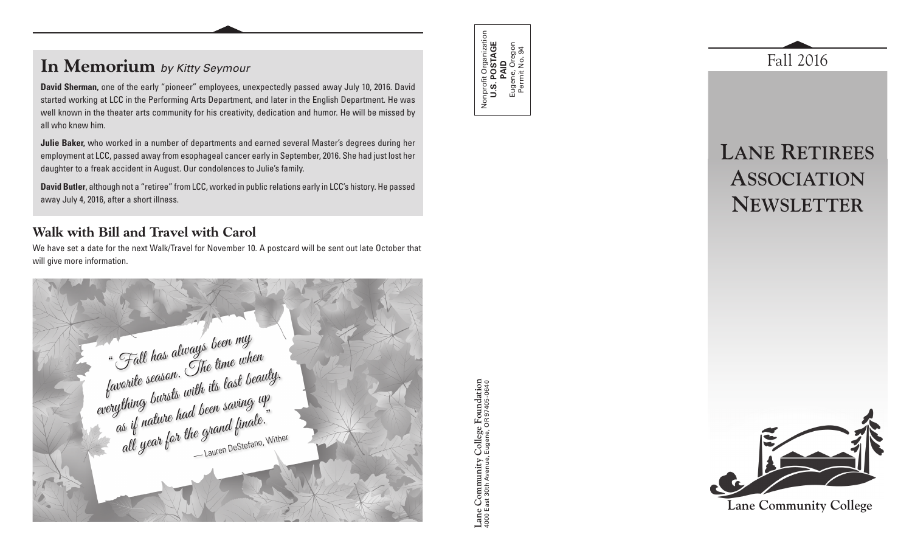## In Memorium *by Kitty Seymour*

**David Sherman,** one of the early "pioneer" employees, unexpectedly passed away July 10, 2016. David started working at LCC in the Performing Arts Department, and later in the English Department. He was well known in the theater arts community for his creativity, dedication and humor. He will be missed by all who knew him.

**Julie Baker,** who worked in a number of departments and earned several Master's degrees during her employment at LCC, passed away from esophageal cancer early in September, 2016. She had just lost her daughter to a freak accident in August. Our condolences to Julie's family.

**David Butler**, although not a "retiree" from LCC, worked in public relations early in LCC's history. He passed away July 4, 2016, after a short illness.

## Walk with Bill and Travel with Carol

We have set a date for the next Walk/Travel for November 10. A postcard will be sent out late October that will give more information.

"Fall has always been my favorite season. The time when everything bursts with its last beauty, as if nature had been saving up all year for the grand finale."

— Lauren DeStefano, Wither

Nonprofit Organization
**U.S. POSTAGE**
**PAID**
Eugene, Oregon
Permit No. 94

**Lane Community College Foundation**
4000 East 30th Avenue, Eugene, OR 97405-0640

Fall 2016

# Lane Retirees Association Newsletter

Lane Community College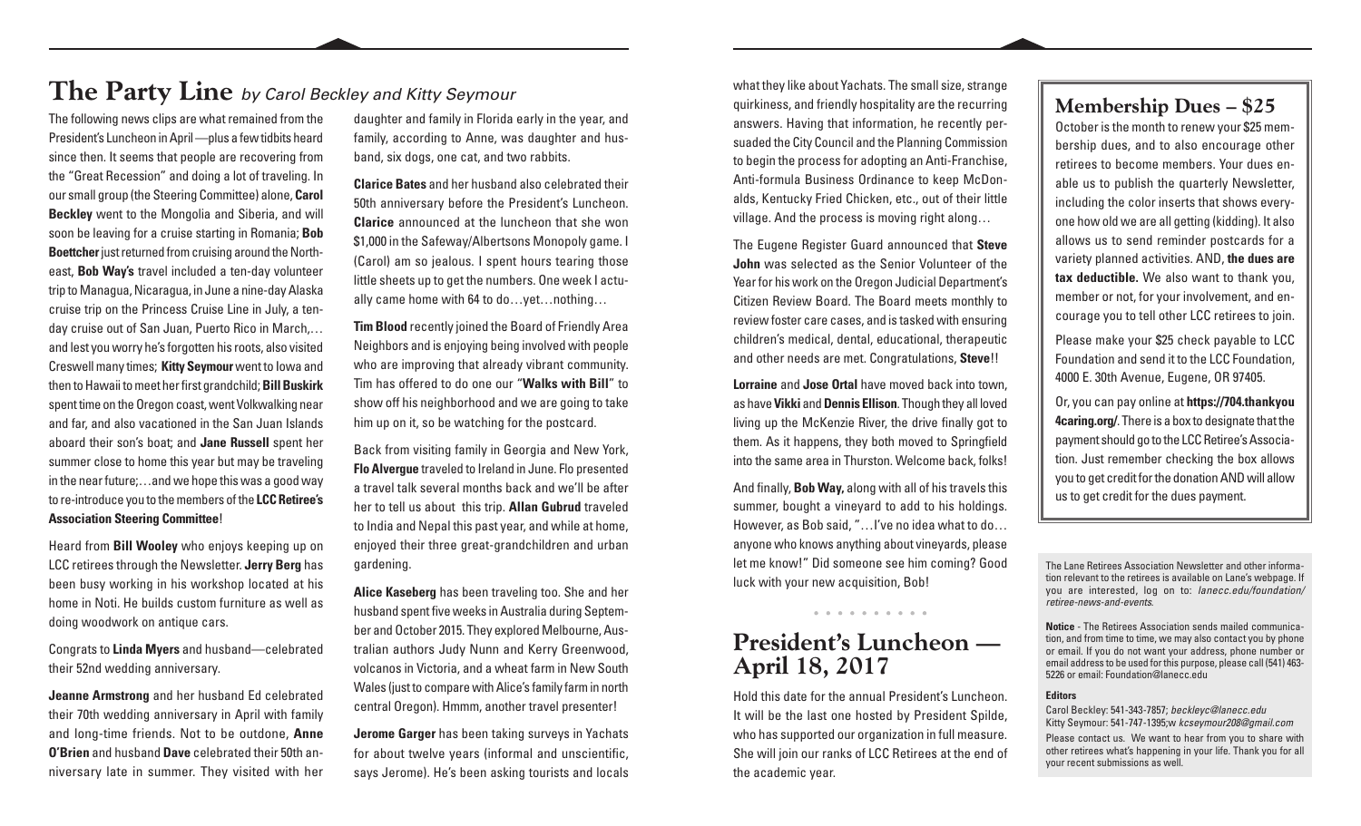## The Party Line *by Carol Beckley and Kitty Seymour*

The following news clips are what remained from the President's Luncheon in April —plus a few tidbits heard since then. It seems that people are recovering from the "Great Recession" and doing a lot of traveling. In our small group (the Steering Committee) alone, **Carol Beckley** went to the Mongolia and Siberia, and will soon be leaving for a cruise starting in Romania; **Bob Boettcher** just returned from cruising around the Northeast, **Bob Way's** travel included a ten-day volunteer trip to Managua, Nicaragua, in June a nine-day Alaska cruise trip on the Princess Cruise Line in July, a ten-day cruise out of San Juan, Puerto Rico in March,… and lest you worry he's forgotten his roots, also visited Creswell many times; **Kitty Seymour** went to Iowa and then to Hawaii to meet her first grandchild; **Bill Buskirk** spent time on the Oregon coast, went Volkwalking near and far, and also vacationed in the San Juan Islands aboard their son's boat; and **Jane Russell** spent her summer close to home this year but may be traveling in the near future;…and we hope this was a good way to re-introduce you to the members of the **LCC Retiree's Association Steering Committee**!

Heard from **Bill Wooley** who enjoys keeping up on LCC retirees through the Newsletter. **Jerry Berg** has been busy working in his workshop located at his home in Noti. He builds custom furniture as well as doing woodwork on antique cars.

Congrats to **Linda Myers** and husband—celebrated their 52nd wedding anniversary.

**Jeanne Armstrong** and her husband Ed celebrated their 70th wedding anniversary in April with family and long-time friends. Not to be outdone, **Anne O'Brien** and husband **Dave** celebrated their 50th anniversary late in summer. They visited with her daughter and family in Florida early in the year, and family, according to Anne, was daughter and husband, six dogs, one cat, and two rabbits.

**Clarice Bates** and her husband also celebrated their 50th anniversary before the President's Luncheon. **Clarice** announced at the luncheon that she won $1,000 in the Safeway/Albertsons Monopoly game. I (Carol) am so jealous. I spent hours tearing those little sheets up to get the numbers. One week I actually came home with 64 to do…yet…nothing…

**Tim Blood** recently joined the Board of Friendly Area Neighbors and is enjoying being involved with people who are improving that already vibrant community. Tim has offered to do one our "**Walks with Bill**" to show off his neighborhood and we are going to take him up on it, so be watching for the postcard.

Back from visiting family in Georgia and New York, **Flo Alvergue** traveled to Ireland in June. Flo presented a travel talk several months back and we'll be after her to tell us about this trip. **Allan Gubrud** traveled to India and Nepal this past year, and while at home, enjoyed their three great-grandchildren and urban gardening.

**Alice Kaseberg** has been traveling too. She and her husband spent five weeks in Australia during September and October 2015. They explored Melbourne, Australian authors Judy Nunn and Kerry Greenwood, volcanos in Victoria, and a wheat farm in New South Wales (just to compare with Alice's family farm in north central Oregon). Hmmm, another travel presenter!

**Jerome Garger** has been taking surveys in Yachats for about twelve years (informal and unscientific, says Jerome). He's been asking tourists and locals what they like about Yachats. The small size, strange quirkiness, and friendly hospitality are the recurring answers. Having that information, he recently persuaded the City Council and the Planning Commission to begin the process for adopting an Anti-Franchise, Anti-formula Business Ordinance to keep McDonalds, Kentucky Fried Chicken, etc., out of their little village. And the process is moving right along…

The Eugene Register Guard announced that **Steve John** was selected as the Senior Volunteer of the Year for his work on the Oregon Judicial Department's Citizen Review Board. The Board meets monthly to review foster care cases, and is tasked with ensuring children's medical, dental, educational, therapeutic and other needs are met. Congratulations, **Steve**!!

**Lorraine** and **Jose Ortal** have moved back into town, as have **Vikki** and **Dennis Ellison**. Though they all loved living up the McKenzie River, the drive finally got to them. As it happens, they both moved to Springfield into the same area in Thurston. Welcome back, folks!

And finally, **Bob Way,** along with all of his travels this summer, bought a vineyard to add to his holdings. However, as Bob said, "…I've no idea what to do… anyone who knows anything about vineyards, please let me know!" Did someone see him coming? Good luck with your new acquisition, Bob!

## President's Luncheon — April 18, 2017

Hold this date for the annual President's Luncheon. It will be the last one hosted by President Spilde, who has supported our organization in full measure. She will join our ranks of LCC Retirees at the end of the academic year.

## Membership Dues – $25

October is the month to renew your $25 membership dues, and to also encourage other retirees to become members. Your dues enable us to publish the quarterly Newsletter, including the color inserts that shows everyone how old we are all getting (kidding). It also allows us to send reminder postcards for a variety planned activities. AND, **the dues are tax deductible.** We also want to thank you, member or not, for your involvement, and encourage you to tell other LCC retirees to join.

Please make your $25 check payable to LCC Foundation and send it to the LCC Foundation, 4000 E. 30th Avenue, Eugene, OR 97405.

Or, you can pay online at **https://704.thankyou4caring.org/**. There is a box to designate that the payment should go to the LCC Retiree's Association. Just remember checking the box allows you to get credit for the donation AND will allow us to get credit for the dues payment.

The Lane Retirees Association Newsletter and other information relevant to the retirees is available on Lane's webpage. If you are interested, log on to: *lanecc.edu/foundation/retiree-news-and-events.*

**Notice** - The Retirees Association sends mailed communication, and from time to time, we may also contact you by phone or email. If you do not want your address, phone number or email address to be used for this purpose, please call (541) 463-5226 or email: Foundation@lanecc.edu

**Editors**

Carol Beckley: 541-343-7857; *beckleyc@lanecc.edu*
Kitty Seymour: 541-747-1395;w *kcseymour208@gmail.com*

Please contact us. We want to hear from you to share with other retirees what's happening in your life. Thank you for all your recent submissions as well.